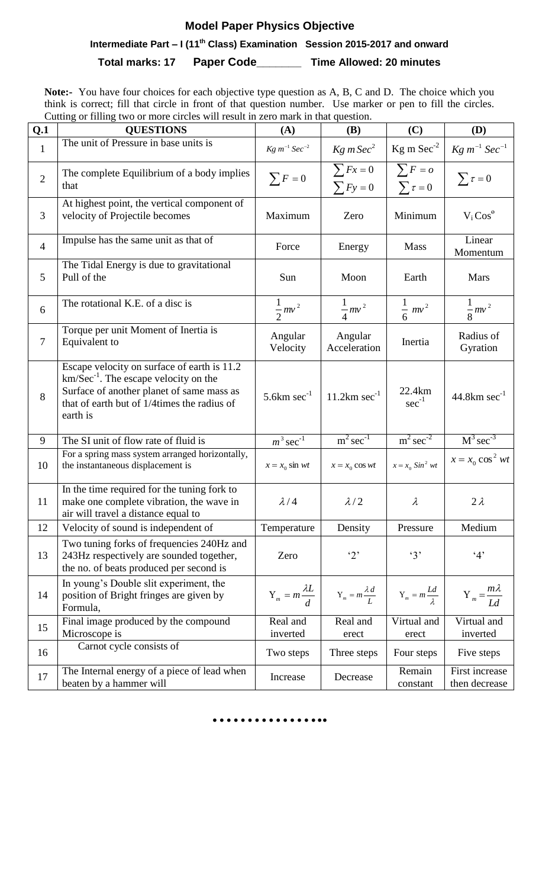# Model Paper Physics Objective

### Intermediate Part – I (11th Class) Examination Session 2015-2017 and onward

**Total marks: 17 Paper Code_______ Time Allowed: 20 minutes**

**Note:-** You have four choices for each objective type question as A, B, C and D. The choice which you think is correct; fill that circle in front of that question number. Use marker or pen to fill the circles. Cutting or filling two or more circles will result in zero mark in that question.

| Q.1 | QUESTIONS | (A) | (B) | (C) | (D) |
|---|---|---|---|---|---|
| 1 | The unit of Pressure in base units is | $Kg\, m^{-1}\, Sec^{-2}$ | $Kg\, m\, Sec^{2}$ | $Kg\ m\ Sec^{-2}$ | $Kg\, m^{-1}\, Sec^{-1}$ |
| 2 | The complete Equilibrium of a body implies that | $\sum F = 0$ | $\sum Fx = 0$, $\sum Fy = 0$ | $\sum F = o$, $\sum \tau = 0$ | $\sum \tau = 0$ |
| 3 | At highest point, the vertical component of velocity of Projectile becomes | Maximum | Zero | Minimum | $V_i Cos^{\theta}$ |
| 4 | Impulse has the same unit as that of | Force | Energy | Mass | Linear Momentum |
| 5 | The Tidal Energy is due to gravitational Pull of the | Sun | Moon | Earth | Mars |
| 6 | The rotational K.E. of a disc is | $\frac{1}{2}mv^2$ | $\frac{1}{4}mv^2$ | $\frac{1}{6}\ mv^2$ | $\frac{1}{8}mv^2$ |
| 7 | Torque per unit Moment of Inertia is Equivalent to | Angular Velocity | Angular Acceleration | Inertia | Radius of Gyration |
| 8 | Escape velocity on surface of earth is 11.2 $km/Sec^{-1}$. The escape velocity on the Surface of another planet of same mass as that of earth but of 1/4times the radius of earth is | $5.6km\ sec^{-1}$ | $11.2km\ sec^{-1}$ | $22.4km\ sec^{-1}$ | $44.8km\ sec^{-1}$ |
| 9 | The SI unit of flow rate of fluid is | $m^3\,sec^{-1}$ | $m^2\,sec^{-1}$ | $m^2\,sec^{-2}$ | $M^3\,sec^{-3}$ |
| 10 | For a spring mass system arranged horizontally, the instantaneous displacement is | $x = x_0 \sin wt$ | $x = x_0 \cos wt$ | $x = x_0\, Sin^2\, wt$ | $x = x_0 \cos^2 wt$ |
| 11 | In the time required for the tuning fork to make one complete vibration, the wave in air will travel a distance equal to | $\lambda/4$ | $\lambda/2$ | $\lambda$ | $2\lambda$ |
| 12 | Velocity of sound is independent of | Temperature | Density | Pressure | Medium |
| 13 | Two tuning forks of frequencies 240Hz and 243Hz respectively are sounded together, the no. of beats produced per second is | Zero | '2' | '3' | '4' |
| 14 | In young's Double slit experiment, the position of Bright fringes are given by Formula, | $Y_m = m\frac{\lambda L}{d}$ | $Y_m = m\frac{\lambda d}{L}$ | $Y_m = m\frac{Ld}{\lambda}$ | $Y_m = \frac{m\lambda}{Ld}$ |
| 15 | Final image produced by the compound Microscope is | Real and inverted | Real and erect | Virtual and erect | Virtual and inverted |
| 16 | Carnot cycle consists of | Two steps | Three steps | Four steps | Five steps |
| 17 | The Internal energy of a piece of lead when beaten by a hammer will | Increase | Decrease | Remain constant | First increase then decrease |

••••••••••••••••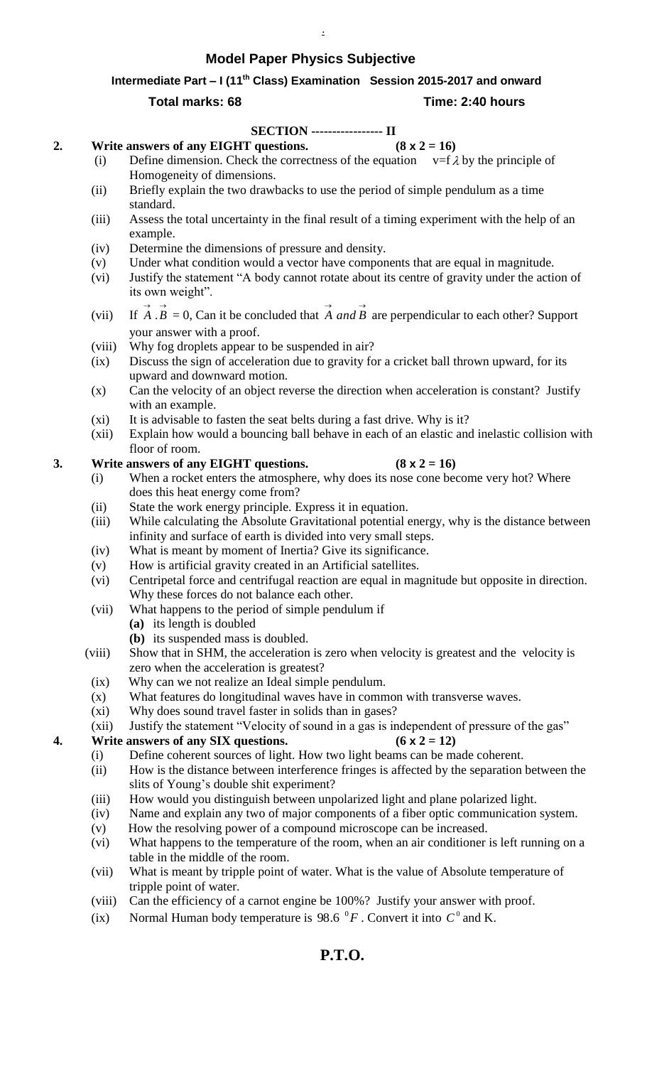## Model Paper Physics Subjective

**Intermediate Part – I (11th Class) Examination Session 2015-2017 and onward**

**Total marks: 68** **Time: 2:40 hours**

### SECTION ----------------- II

**2. Write answers of any EIGHT questions. (8 x 2 = 16)**

- (i) Define dimension. Check the correctness of the equation $v=f\lambda$ by the principle of Homogeneity of dimensions.
- (ii) Briefly explain the two drawbacks to use the period of simple pendulum as a time standard.
- (iii) Assess the total uncertainty in the final result of a timing experiment with the help of an example.
- (iv) Determine the dimensions of pressure and density.
- (v) Under what condition would a vector have components that are equal in magnitude.
- (vi) Justify the statement "A body cannot rotate about its centre of gravity under the action of its own weight".
- (vii) If $\vec{A}.\vec{B} = 0$, Can it be concluded that $\vec{A}$ *and* $\vec{B}$ are perpendicular to each other? Support your answer with a proof.
- (viii) Why fog droplets appear to be suspended in air?
- (ix) Discuss the sign of acceleration due to gravity for a cricket ball thrown upward, for its upward and downward motion.
- (x) Can the velocity of an object reverse the direction when acceleration is constant? Justify with an example.
- (xi) It is advisable to fasten the seat belts during a fast drive. Why is it?
- (xii) Explain how would a bouncing ball behave in each of an elastic and inelastic collision with floor of room.

**3. Write answers of any EIGHT questions. (8 x 2 = 16)**

- (i) When a rocket enters the atmosphere, why does its nose cone become very hot? Where does this heat energy come from?
- (ii) State the work energy principle. Express it in equation.
- (iii) While calculating the Absolute Gravitational potential energy, why is the distance between infinity and surface of earth is divided into very small steps.
- (iv) What is meant by moment of Inertia? Give its significance.
- (v) How is artificial gravity created in an Artificial satellites.
- (vi) Centripetal force and centrifugal reaction are equal in magnitude but opposite in direction. Why these forces do not balance each other.
- (vii) What happens to the period of simple pendulum if
  - **(a)** its length is doubled
  - **(b)** its suspended mass is doubled.
- (viii) Show that in SHM, the acceleration is zero when velocity is greatest and the velocity is zero when the acceleration is greatest?
- (ix) Why can we not realize an Ideal simple pendulum.
- (x) What features do longitudinal waves have in common with transverse waves.
- (xi) Why does sound travel faster in solids than in gases?
- (xii) Justify the statement "Velocity of sound in a gas is independent of pressure of the gas"

**4. Write answers of any SIX questions. (6 x 2 = 12)**

- (i) Define coherent sources of light. How two light beams can be made coherent.
- (ii) How is the distance between interference fringes is affected by the separation between the slits of Young's double shit experiment?
- (iii) How would you distinguish between unpolarized light and plane polarized light.
- (iv) Name and explain any two of major components of a fiber optic communication system.
- (v) How the resolving power of a compound microscope can be increased.
- (vi) What happens to the temperature of the room, when an air conditioner is left running on a table in the middle of the room.
- (vii) What is meant by tripple point of water. What is the value of Absolute temperature of tripple point of water.
- (viii) Can the efficiency of a carnot engine be 100%? Justify your answer with proof.
- (ix) Normal Human body temperature is $98.6\ ^0F$. Convert it into $C^0$ and K.

**P.T.O.**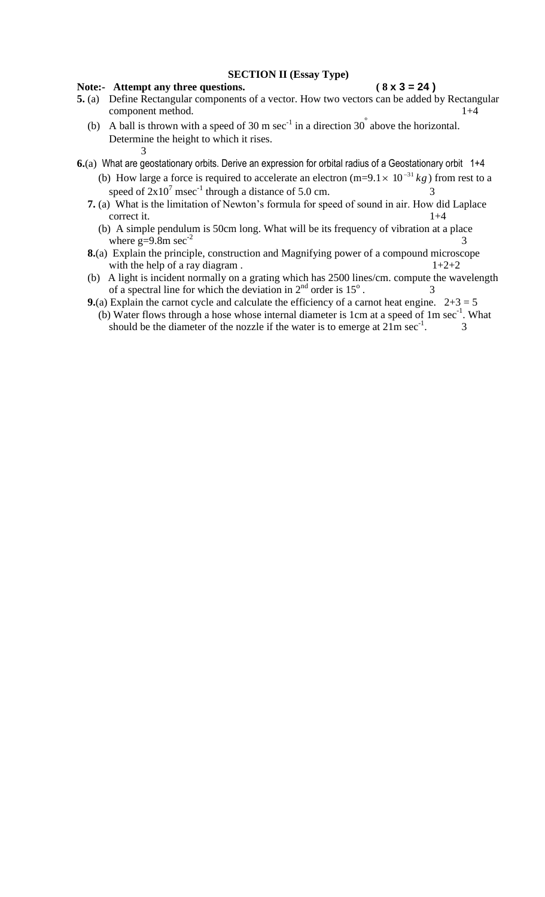## SECTION II (Essay Type)

**Note:- Attempt any three questions. ( 8 x 3 = 24 )**

**5.** (a) Define Rectangular components of a vector. How two vectors can be added by Rectangular component method. 1+4

(b) A ball is thrown with a speed of 30 m $sec^{-1}$ in a direction $30^{\circ}$ above the horizontal. Determine the height to which it rises. 3

**6.**(a) What are geostationary orbits. Derive an expression for orbital radius of a Geostationary orbit 1+4

(b) How large a force is required to accelerate an electron ($m=9.1\times 10^{-31}\,kg$) from rest to a speed of $2x10^{7}$ $msec^{-1}$ through a distance of 5.0 cm. 3

**7.** (a) What is the limitation of Newton's formula for speed of sound in air. How did Laplace correct it. 1+4

(b) A simple pendulum is 50cm long. What will be its frequency of vibration at a place where $g=9.8m\ sec^{-2}$ 3

**8.**(a) Explain the principle, construction and Magnifying power of a compound microscope with the help of a ray diagram . 1+2+2

(b) A light is incident normally on a grating which has 2500 lines/cm. compute the wavelength of a spectral line for which the deviation in 2nd order is $15^{o}$ . 3

**9.**(a) Explain the carnot cycle and calculate the efficiency of a carnot heat engine. 2+3 = 5

(b) Water flows through a hose whose internal diameter is 1cm at a speed of 1m $sec^{-1}$. What should be the diameter of the nozzle if the water is to emerge at 21m $sec^{-1}$. 3